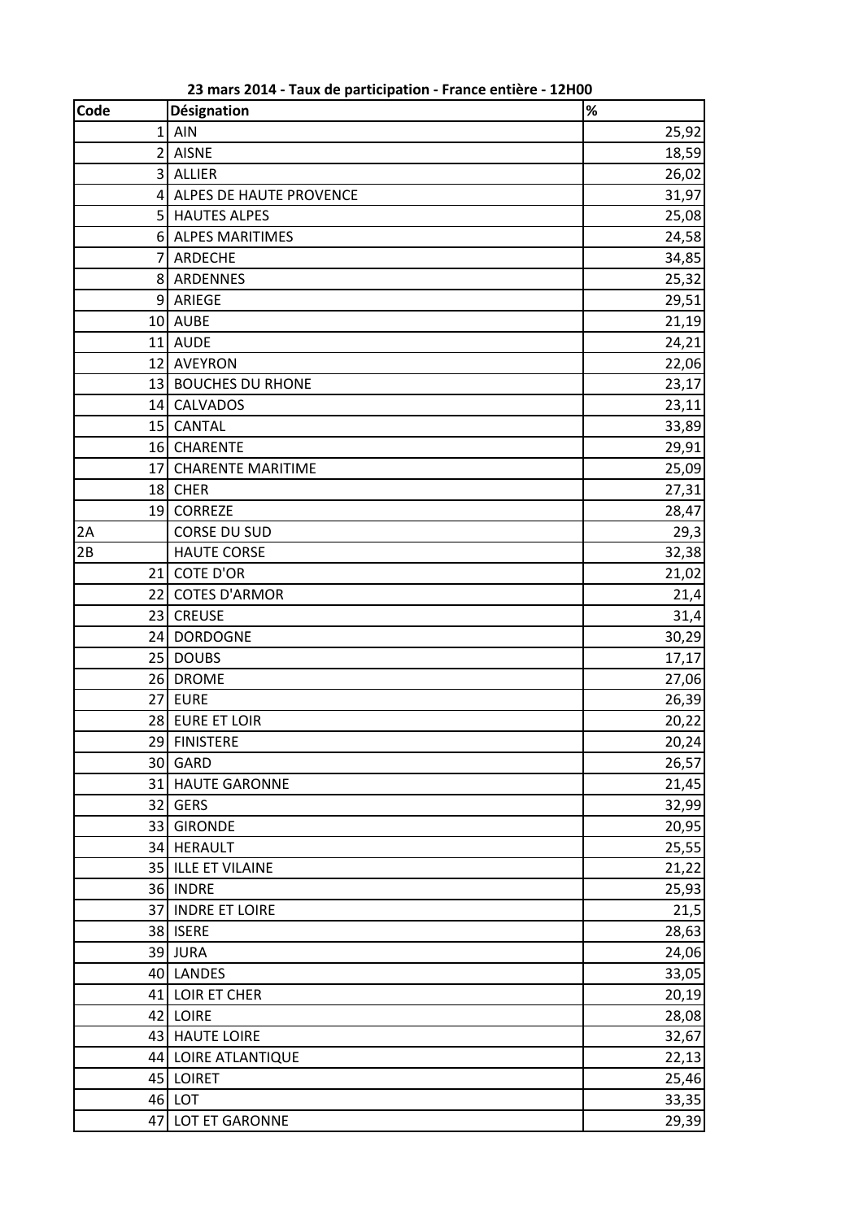**23 mars 2014 - Taux de participation - France entière - 12H00**

| Code | Désignation | % |
|---|---|---|
| 1 | AIN | 25,92 |
| 2 | AISNE | 18,59 |
| 3 | ALLIER | 26,02 |
| 4 | ALPES DE HAUTE PROVENCE | 31,97 |
| 5 | HAUTES ALPES | 25,08 |
| 6 | ALPES MARITIMES | 24,58 |
| 7 | ARDECHE | 34,85 |
| 8 | ARDENNES | 25,32 |
| 9 | ARIEGE | 29,51 |
| 10 | AUBE | 21,19 |
| 11 | AUDE | 24,21 |
| 12 | AVEYRON | 22,06 |
| 13 | BOUCHES DU RHONE | 23,17 |
| 14 | CALVADOS | 23,11 |
| 15 | CANTAL | 33,89 |
| 16 | CHARENTE | 29,91 |
| 17 | CHARENTE MARITIME | 25,09 |
| 18 | CHER | 27,31 |
| 19 | CORREZE | 28,47 |
| 2A | CORSE DU SUD | 29,3 |
| 2B | HAUTE CORSE | 32,38 |
| 21 | COTE D'OR | 21,02 |
| 22 | COTES D'ARMOR | 21,4 |
| 23 | CREUSE | 31,4 |
| 24 | DORDOGNE | 30,29 |
| 25 | DOUBS | 17,17 |
| 26 | DROME | 27,06 |
| 27 | EURE | 26,39 |
| 28 | EURE ET LOIR | 20,22 |
| 29 | FINISTERE | 20,24 |
| 30 | GARD | 26,57 |
| 31 | HAUTE GARONNE | 21,45 |
| 32 | GERS | 32,99 |
| 33 | GIRONDE | 20,95 |
| 34 | HERAULT | 25,55 |
| 35 | ILLE ET VILAINE | 21,22 |
| 36 | INDRE | 25,93 |
| 37 | INDRE ET LOIRE | 21,5 |
| 38 | ISERE | 28,63 |
| 39 | JURA | 24,06 |
| 40 | LANDES | 33,05 |
| 41 | LOIR ET CHER | 20,19 |
| 42 | LOIRE | 28,08 |
| 43 | HAUTE LOIRE | 32,67 |
| 44 | LOIRE ATLANTIQUE | 22,13 |
| 45 | LOIRET | 25,46 |
| 46 | LOT | 33,35 |
| 47 | LOT ET GARONNE | 29,39 |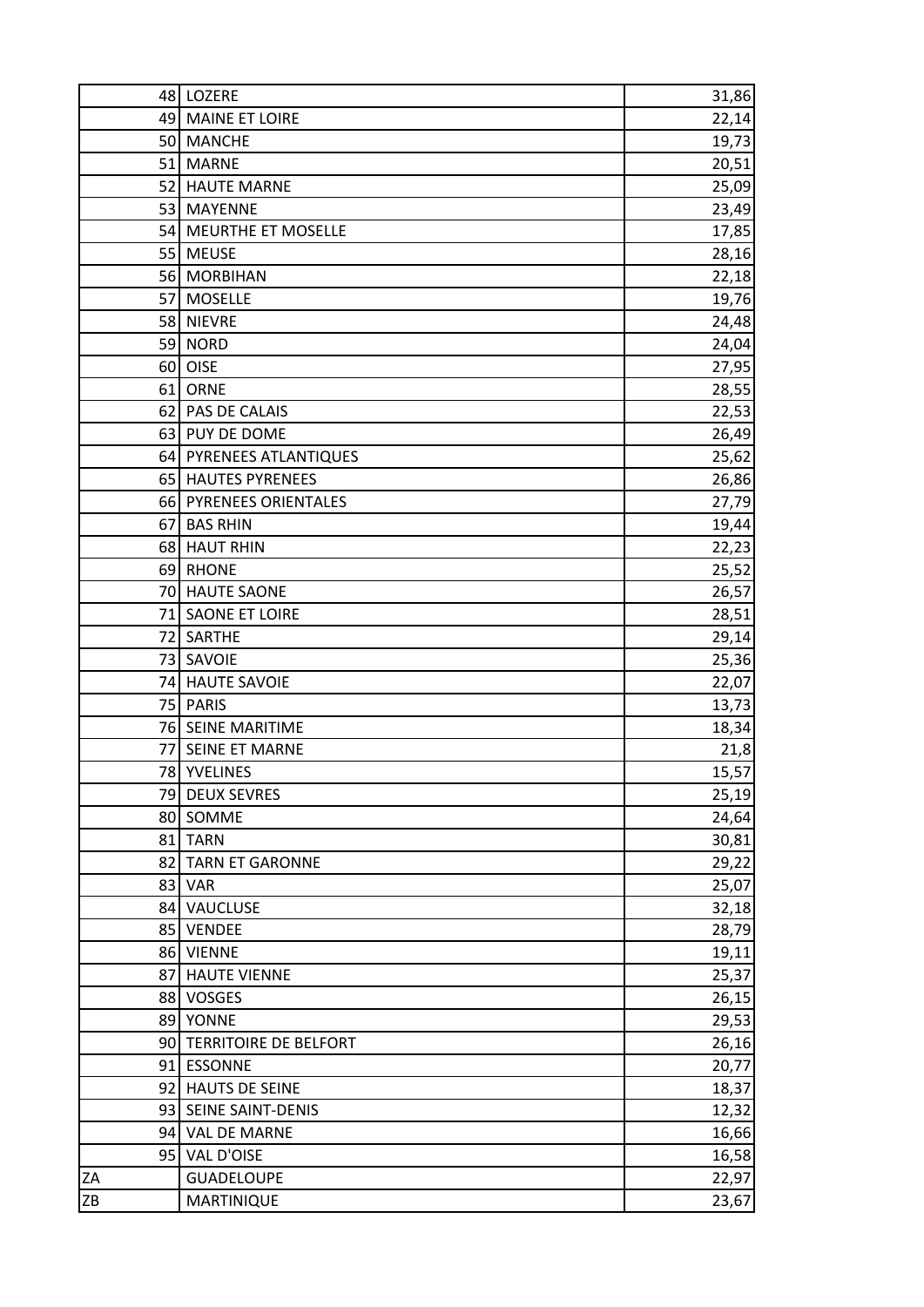| | | |
|---|---|---|
| 48 | LOZERE | 31,86 |
| 49 | MAINE ET LOIRE | 22,14 |
| 50 | MANCHE | 19,73 |
| 51 | MARNE | 20,51 |
| 52 | HAUTE MARNE | 25,09 |
| 53 | MAYENNE | 23,49 |
| 54 | MEURTHE ET MOSELLE | 17,85 |
| 55 | MEUSE | 28,16 |
| 56 | MORBIHAN | 22,18 |
| 57 | MOSELLE | 19,76 |
| 58 | NIEVRE | 24,48 |
| 59 | NORD | 24,04 |
| 60 | OISE | 27,95 |
| 61 | ORNE | 28,55 |
| 62 | PAS DE CALAIS | 22,53 |
| 63 | PUY DE DOME | 26,49 |
| 64 | PYRENEES ATLANTIQUES | 25,62 |
| 65 | HAUTES PYRENEES | 26,86 |
| 66 | PYRENEES ORIENTALES | 27,79 |
| 67 | BAS RHIN | 19,44 |
| 68 | HAUT RHIN | 22,23 |
| 69 | RHONE | 25,52 |
| 70 | HAUTE SAONE | 26,57 |
| 71 | SAONE ET LOIRE | 28,51 |
| 72 | SARTHE | 29,14 |
| 73 | SAVOIE | 25,36 |
| 74 | HAUTE SAVOIE | 22,07 |
| 75 | PARIS | 13,73 |
| 76 | SEINE MARITIME | 18,34 |
| 77 | SEINE ET MARNE | 21,8 |
| 78 | YVELINES | 15,57 |
| 79 | DEUX SEVRES | 25,19 |
| 80 | SOMME | 24,64 |
| 81 | TARN | 30,81 |
| 82 | TARN ET GARONNE | 29,22 |
| 83 | VAR | 25,07 |
| 84 | VAUCLUSE | 32,18 |
| 85 | VENDEE | 28,79 |
| 86 | VIENNE | 19,11 |
| 87 | HAUTE VIENNE | 25,37 |
| 88 | VOSGES | 26,15 |
| 89 | YONNE | 29,53 |
| 90 | TERRITOIRE DE BELFORT | 26,16 |
| 91 | ESSONNE | 20,77 |
| 92 | HAUTS DE SEINE | 18,37 |
| 93 | SEINE SAINT-DENIS | 12,32 |
| 94 | VAL DE MARNE | 16,66 |
| 95 | VAL D'OISE | 16,58 |
| ZA | GUADELOUPE | 22,97 |
| ZB | MARTINIQUE | 23,67 |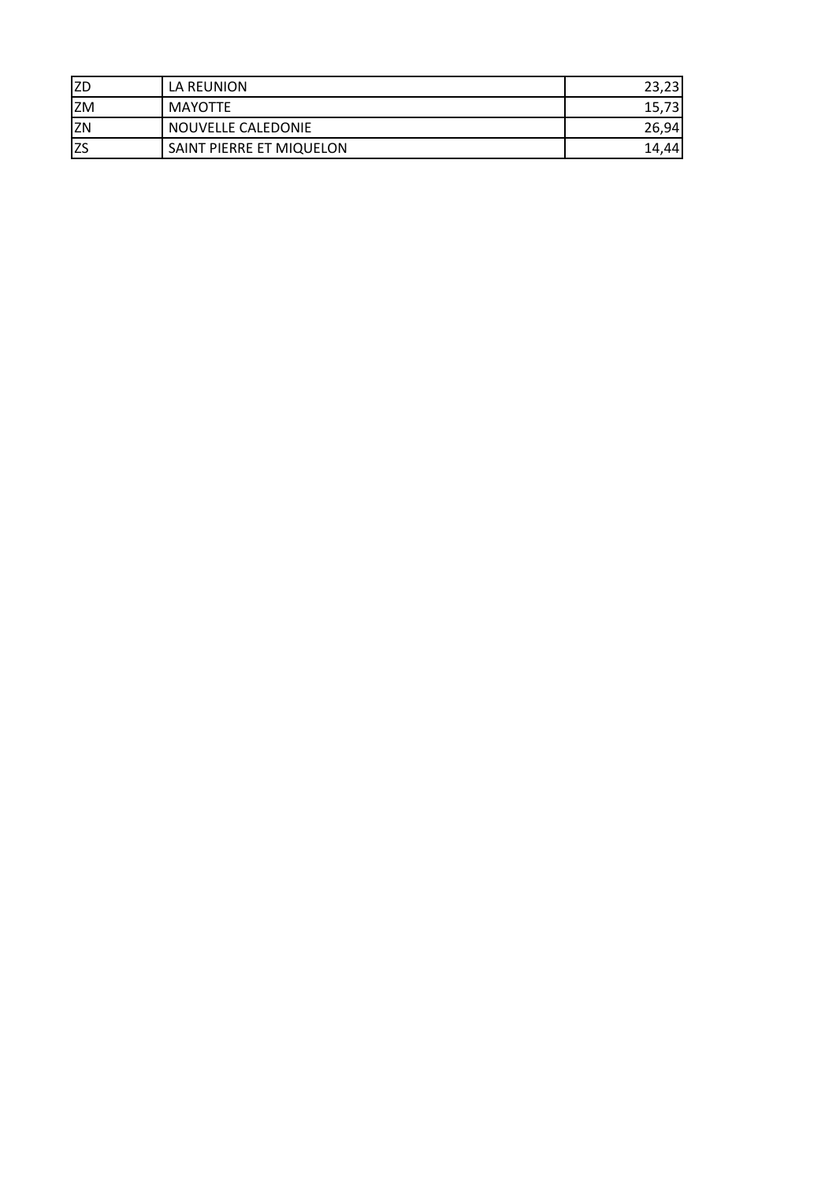| | | |
|---|---|---|
| ZD | LA REUNION | 23,23 |
| ZM | MAYOTTE | 15,73 |
| ZN | NOUVELLE CALEDONIE | 26,94 |
| ZS | SAINT PIERRE ET MIQUELON | 14,44 |